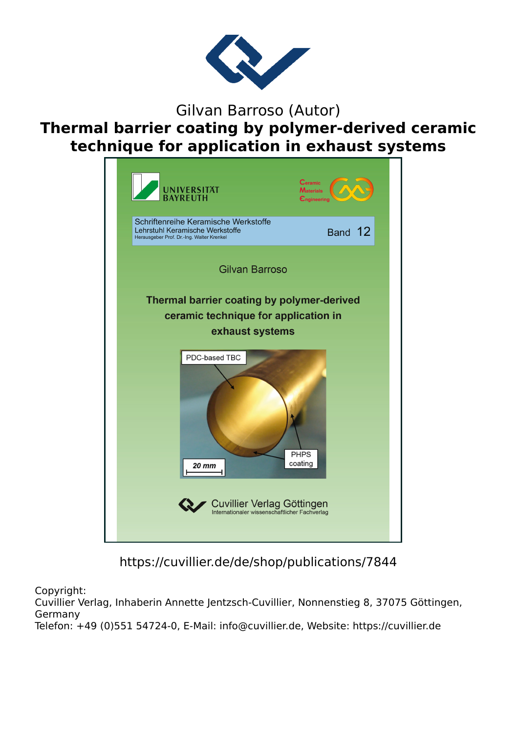Gilvan Barroso (Autor)

# Thermal barrier coating by polymer-derived ceramic technique for application in exhaust systems

UNIVERSITÄT BAYREUTH

Ceramic Materials Engineering

Schriftenreihe Keramische Werkstoffe
Lehrstuhl Keramische Werkstoffe
Herausgeber Prof. Dr.-Ing. Walter Krenkel

Band 12

Gilvan Barroso

**Thermal barrier coating by polymer-derived ceramic technique for application in exhaust systems**

PDC-based TBC

PHPS coating

20 mm

Cuvillier Verlag Göttingen
Internationaler wissenschaftlicher Fachverlag

https://cuvillier.de/de/shop/publications/7844

Copyright:
Cuvillier Verlag, Inhaberin Annette Jentzsch-Cuvillier, Nonnenstieg 8, 37075 Göttingen, Germany
Telefon: +49 (0)551 54724-0, E-Mail: info@cuvillier.de, Website: https://cuvillier.de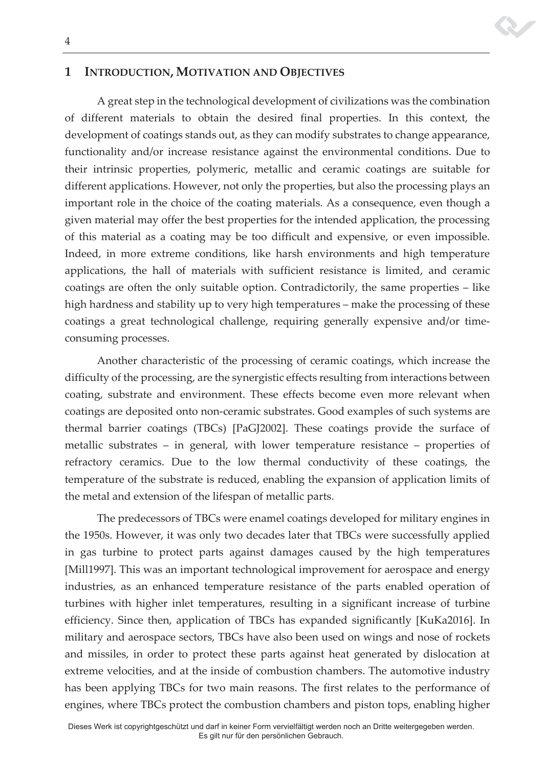# 1 Introduction, Motivation and Objectives

A great step in the technological development of civilizations was the combination of different materials to obtain the desired final properties. In this context, the development of coatings stands out, as they can modify substrates to change appearance, functionality and/or increase resistance against the environmental conditions. Due to their intrinsic properties, polymeric, metallic and ceramic coatings are suitable for different applications. However, not only the properties, but also the processing plays an important role in the choice of the coating materials. As a consequence, even though a given material may offer the best properties for the intended application, the processing of this material as a coating may be too difficult and expensive, or even impossible. Indeed, in more extreme conditions, like harsh environments and high temperature applications, the hall of materials with sufficient resistance is limited, and ceramic coatings are often the only suitable option. Contradictorily, the same properties – like high hardness and stability up to very high temperatures – make the processing of these coatings a great technological challenge, requiring generally expensive and/or time-consuming processes.

Another characteristic of the processing of ceramic coatings, which increase the difficulty of the processing, are the synergistic effects resulting from interactions between coating, substrate and environment. These effects become even more relevant when coatings are deposited onto non-ceramic substrates. Good examples of such systems are thermal barrier coatings (TBCs) [PaGJ2002]. These coatings provide the surface of metallic substrates – in general, with lower temperature resistance – properties of refractory ceramics. Due to the low thermal conductivity of these coatings, the temperature of the substrate is reduced, enabling the expansion of application limits of the metal and extension of the lifespan of metallic parts.

The predecessors of TBCs were enamel coatings developed for military engines in the 1950s. However, it was only two decades later that TBCs were successfully applied in gas turbine to protect parts against damages caused by the high temperatures [Mill1997]. This was an important technological improvement for aerospace and energy industries, as an enhanced temperature resistance of the parts enabled operation of turbines with higher inlet temperatures, resulting in a significant increase of turbine efficiency. Since then, application of TBCs has expanded significantly [KuKa2016]. In military and aerospace sectors, TBCs have also been used on wings and nose of rockets and missiles, in order to protect these parts against heat generated by dislocation at extreme velocities, and at the inside of combustion chambers. The automotive industry has been applying TBCs for two main reasons. The first relates to the performance of engines, where TBCs protect the combustion chambers and piston tops, enabling higher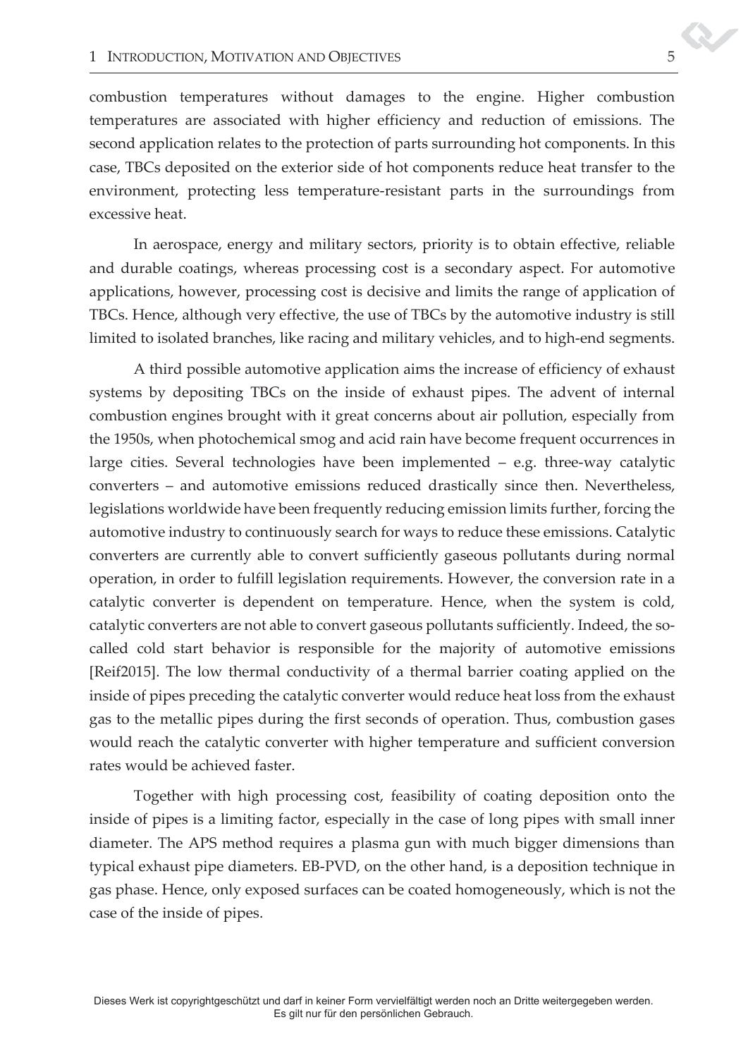combustion temperatures without damages to the engine. Higher combustion temperatures are associated with higher efficiency and reduction of emissions. The second application relates to the protection of parts surrounding hot components. In this case, TBCs deposited on the exterior side of hot components reduce heat transfer to the environment, protecting less temperature-resistant parts in the surroundings from excessive heat.

In aerospace, energy and military sectors, priority is to obtain effective, reliable and durable coatings, whereas processing cost is a secondary aspect. For automotive applications, however, processing cost is decisive and limits the range of application of TBCs. Hence, although very effective, the use of TBCs by the automotive industry is still limited to isolated branches, like racing and military vehicles, and to high-end segments.

A third possible automotive application aims the increase of efficiency of exhaust systems by depositing TBCs on the inside of exhaust pipes. The advent of internal combustion engines brought with it great concerns about air pollution, especially from the 1950s, when photochemical smog and acid rain have become frequent occurrences in large cities. Several technologies have been implemented – e.g. three-way catalytic converters – and automotive emissions reduced drastically since then. Nevertheless, legislations worldwide have been frequently reducing emission limits further, forcing the automotive industry to continuously search for ways to reduce these emissions. Catalytic converters are currently able to convert sufficiently gaseous pollutants during normal operation, in order to fulfill legislation requirements. However, the conversion rate in a catalytic converter is dependent on temperature. Hence, when the system is cold, catalytic converters are not able to convert gaseous pollutants sufficiently. Indeed, the so-called cold start behavior is responsible for the majority of automotive emissions [Reif2015]. The low thermal conductivity of a thermal barrier coating applied on the inside of pipes preceding the catalytic converter would reduce heat loss from the exhaust gas to the metallic pipes during the first seconds of operation. Thus, combustion gases would reach the catalytic converter with higher temperature and sufficient conversion rates would be achieved faster.

Together with high processing cost, feasibility of coating deposition onto the inside of pipes is a limiting factor, especially in the case of long pipes with small inner diameter. The APS method requires a plasma gun with much bigger dimensions than typical exhaust pipe diameters. EB-PVD, on the other hand, is a deposition technique in gas phase. Hence, only exposed surfaces can be coated homogeneously, which is not the case of the inside of pipes.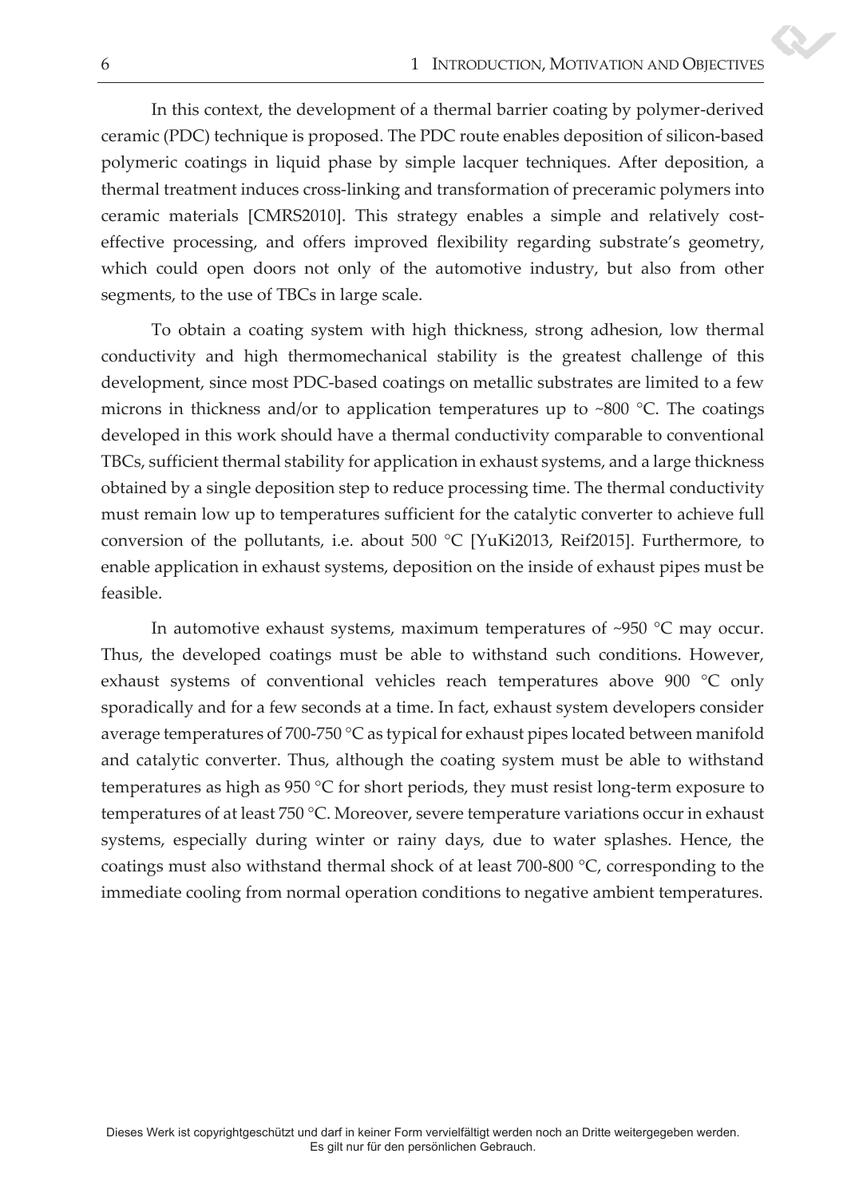In this context, the development of a thermal barrier coating by polymer-derived ceramic (PDC) technique is proposed. The PDC route enables deposition of silicon-based polymeric coatings in liquid phase by simple lacquer techniques. After deposition, a thermal treatment induces cross-linking and transformation of preceramic polymers into ceramic materials [CMRS2010]. This strategy enables a simple and relatively cost-effective processing, and offers improved flexibility regarding substrate's geometry, which could open doors not only of the automotive industry, but also from other segments, to the use of TBCs in large scale.

To obtain a coating system with high thickness, strong adhesion, low thermal conductivity and high thermomechanical stability is the greatest challenge of this development, since most PDC-based coatings on metallic substrates are limited to a few microns in thickness and/or to application temperatures up to ~800 °C. The coatings developed in this work should have a thermal conductivity comparable to conventional TBCs, sufficient thermal stability for application in exhaust systems, and a large thickness obtained by a single deposition step to reduce processing time. The thermal conductivity must remain low up to temperatures sufficient for the catalytic converter to achieve full conversion of the pollutants, i.e. about 500 °C [YuKi2013, Reif2015]. Furthermore, to enable application in exhaust systems, deposition on the inside of exhaust pipes must be feasible.

In automotive exhaust systems, maximum temperatures of ~950 °C may occur. Thus, the developed coatings must be able to withstand such conditions. However, exhaust systems of conventional vehicles reach temperatures above 900 °C only sporadically and for a few seconds at a time. In fact, exhaust system developers consider average temperatures of 700-750 °C as typical for exhaust pipes located between manifold and catalytic converter. Thus, although the coating system must be able to withstand temperatures as high as 950 °C for short periods, they must resist long-term exposure to temperatures of at least 750 °C. Moreover, severe temperature variations occur in exhaust systems, especially during winter or rainy days, due to water splashes. Hence, the coatings must also withstand thermal shock of at least 700-800 °C, corresponding to the immediate cooling from normal operation conditions to negative ambient temperatures.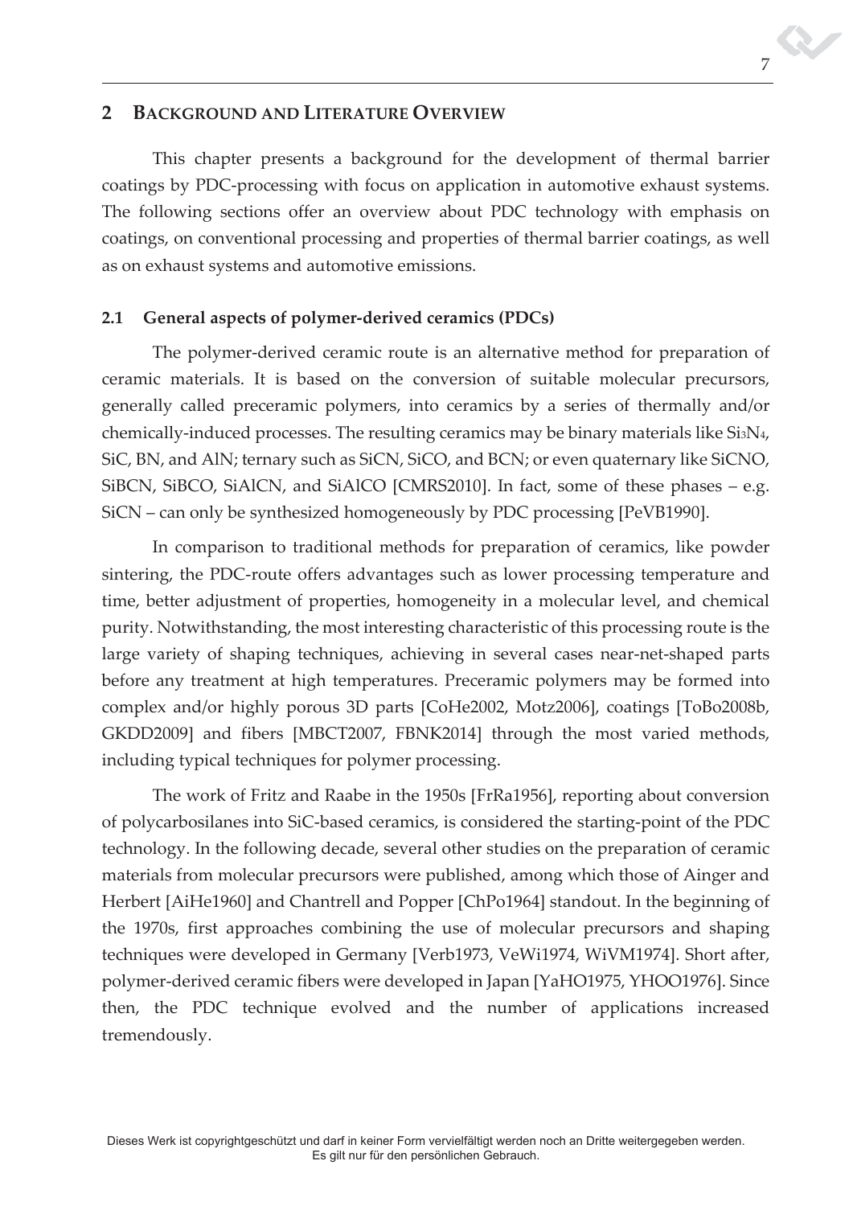## 2 BACKGROUND AND LITERATURE OVERVIEW

This chapter presents a background for the development of thermal barrier coatings by PDC-processing with focus on application in automotive exhaust systems. The following sections offer an overview about PDC technology with emphasis on coatings, on conventional processing and properties of thermal barrier coatings, as well as on exhaust systems and automotive emissions.

### 2.1 General aspects of polymer-derived ceramics (PDCs)

The polymer-derived ceramic route is an alternative method for preparation of ceramic materials. It is based on the conversion of suitable molecular precursors, generally called preceramic polymers, into ceramics by a series of thermally and/or chemically-induced processes. The resulting ceramics may be binary materials like $Si_3N_4$, SiC, BN, and AlN; ternary such as SiCN, SiCO, and BCN; or even quaternary like SiCNO, SiBCN, SiBCO, SiAlCN, and SiAlCO [CMRS2010]. In fact, some of these phases – e.g. SiCN – can only be synthesized homogeneously by PDC processing [PeVB1990].

In comparison to traditional methods for preparation of ceramics, like powder sintering, the PDC-route offers advantages such as lower processing temperature and time, better adjustment of properties, homogeneity in a molecular level, and chemical purity. Notwithstanding, the most interesting characteristic of this processing route is the large variety of shaping techniques, achieving in several cases near-net-shaped parts before any treatment at high temperatures. Preceramic polymers may be formed into complex and/or highly porous 3D parts [CoHe2002, Motz2006], coatings [ToBo2008b, GKDD2009] and fibers [MBCT2007, FBNK2014] through the most varied methods, including typical techniques for polymer processing.

The work of Fritz and Raabe in the 1950s [FrRa1956], reporting about conversion of polycarbosilanes into SiC-based ceramics, is considered the starting-point of the PDC technology. In the following decade, several other studies on the preparation of ceramic materials from molecular precursors were published, among which those of Ainger and Herbert [AiHe1960] and Chantrell and Popper [ChPo1964] standout. In the beginning of the 1970s, first approaches combining the use of molecular precursors and shaping techniques were developed in Germany [Verb1973, VeWi1974, WiVM1974]. Short after, polymer-derived ceramic fibers were developed in Japan [YaHO1975, YHOO1976]. Since then, the PDC technique evolved and the number of applications increased tremendously.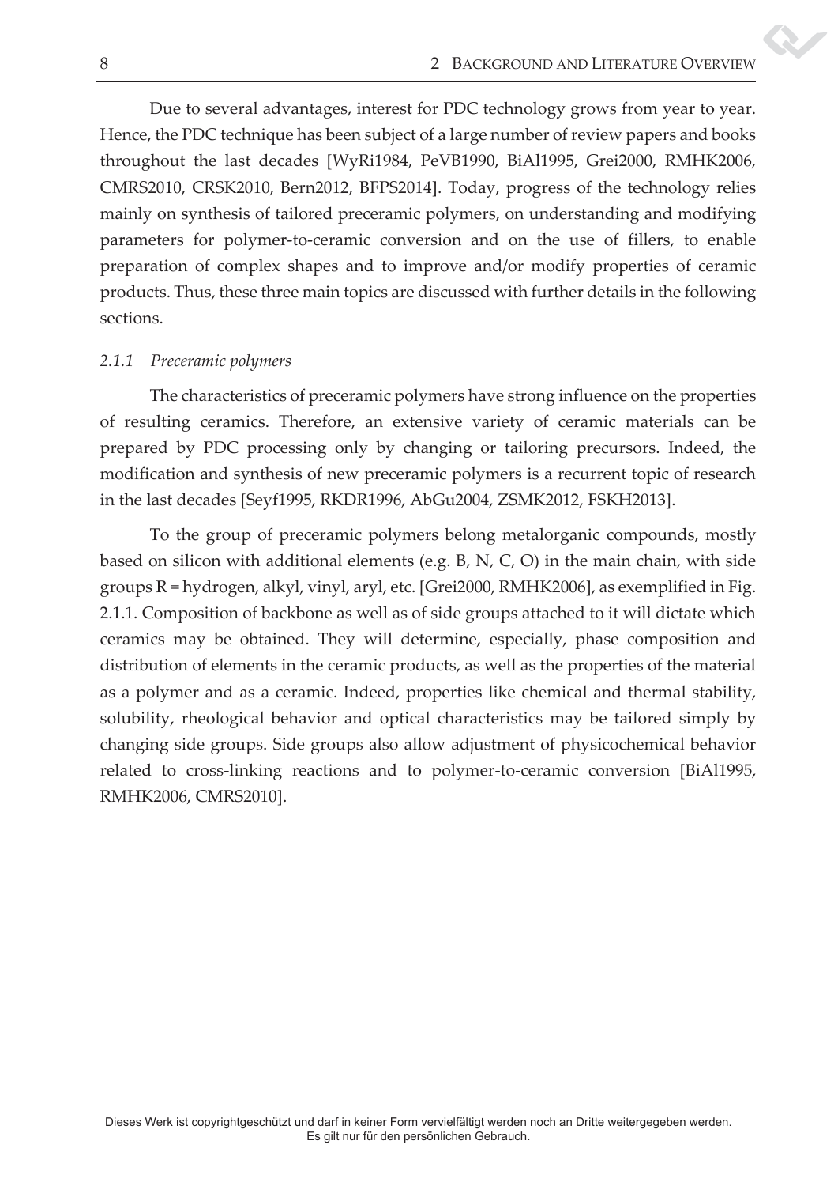Due to several advantages, interest for PDC technology grows from year to year. Hence, the PDC technique has been subject of a large number of review papers and books throughout the last decades [WyRi1984, PeVB1990, BiAl1995, Grei2000, RMHK2006, CMRS2010, CRSK2010, Bern2012, BFPS2014]. Today, progress of the technology relies mainly on synthesis of tailored preceramic polymers, on understanding and modifying parameters for polymer-to-ceramic conversion and on the use of fillers, to enable preparation of complex shapes and to improve and/or modify properties of ceramic products. Thus, these three main topics are discussed with further details in the following sections.

### *2.1.1 Preceramic polymers*

The characteristics of preceramic polymers have strong influence on the properties of resulting ceramics. Therefore, an extensive variety of ceramic materials can be prepared by PDC processing only by changing or tailoring precursors. Indeed, the modification and synthesis of new preceramic polymers is a recurrent topic of research in the last decades [Seyf1995, RKDR1996, AbGu2004, ZSMK2012, FSKH2013].

To the group of preceramic polymers belong metalorganic compounds, mostly based on silicon with additional elements (e.g. B, N, C, O) in the main chain, with side groups R = hydrogen, alkyl, vinyl, aryl, etc. [Grei2000, RMHK2006], as exemplified in Fig. 2.1.1. Composition of backbone as well as of side groups attached to it will dictate which ceramics may be obtained. They will determine, especially, phase composition and distribution of elements in the ceramic products, as well as the properties of the material as a polymer and as a ceramic. Indeed, properties like chemical and thermal stability, solubility, rheological behavior and optical characteristics may be tailored simply by changing side groups. Side groups also allow adjustment of physicochemical behavior related to cross-linking reactions and to polymer-to-ceramic conversion [BiAl1995, RMHK2006, CMRS2010].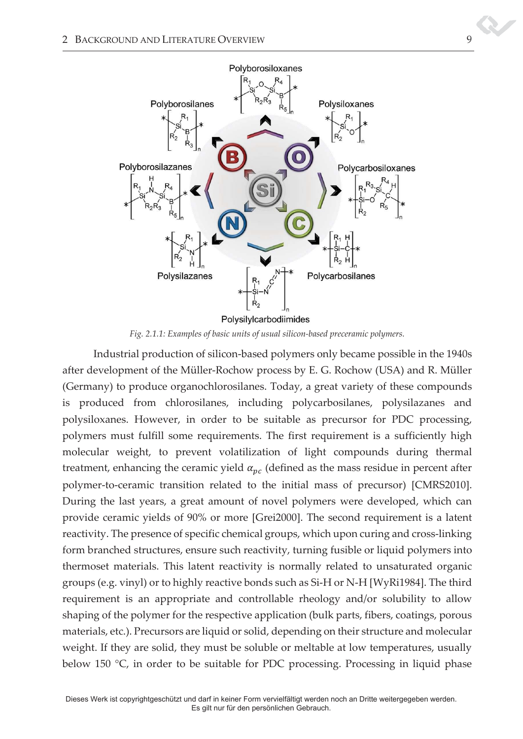*Fig. 2.1.1: Examples of basic units of usual silicon-based preceramic polymers.*

Industrial production of silicon-based polymers only became possible in the 1940s after development of the Müller-Rochow process by E. G. Rochow (USA) and R. Müller (Germany) to produce organochlorosilanes. Today, a great variety of these compounds is produced from chlorosilanes, including polycarbosilanes, polysilazanes and polysiloxanes. However, in order to be suitable as precursor for PDC processing, polymers must fulfill some requirements. The first requirement is a sufficiently high molecular weight, to prevent volatilization of light compounds during thermal treatment, enhancing the ceramic yield $\alpha_{pc}$ (defined as the mass residue in percent after polymer-to-ceramic transition related to the initial mass of precursor) [CMRS2010]. During the last years, a great amount of novel polymers were developed, which can provide ceramic yields of 90% or more [Grei2000]. The second requirement is a latent reactivity. The presence of specific chemical groups, which upon curing and cross-linking form branched structures, ensure such reactivity, turning fusible or liquid polymers into thermoset materials. This latent reactivity is normally related to unsaturated organic groups (e.g. vinyl) or to highly reactive bonds such as Si-H or N-H [WyRi1984]. The third requirement is an appropriate and controllable rheology and/or solubility to allow shaping of the polymer for the respective application (bulk parts, fibers, coatings, porous materials, etc.). Precursors are liquid or solid, depending on their structure and molecular weight. If they are solid, they must be soluble or meltable at low temperatures, usually below 150 °C, in order to be suitable for PDC processing. Processing in liquid phase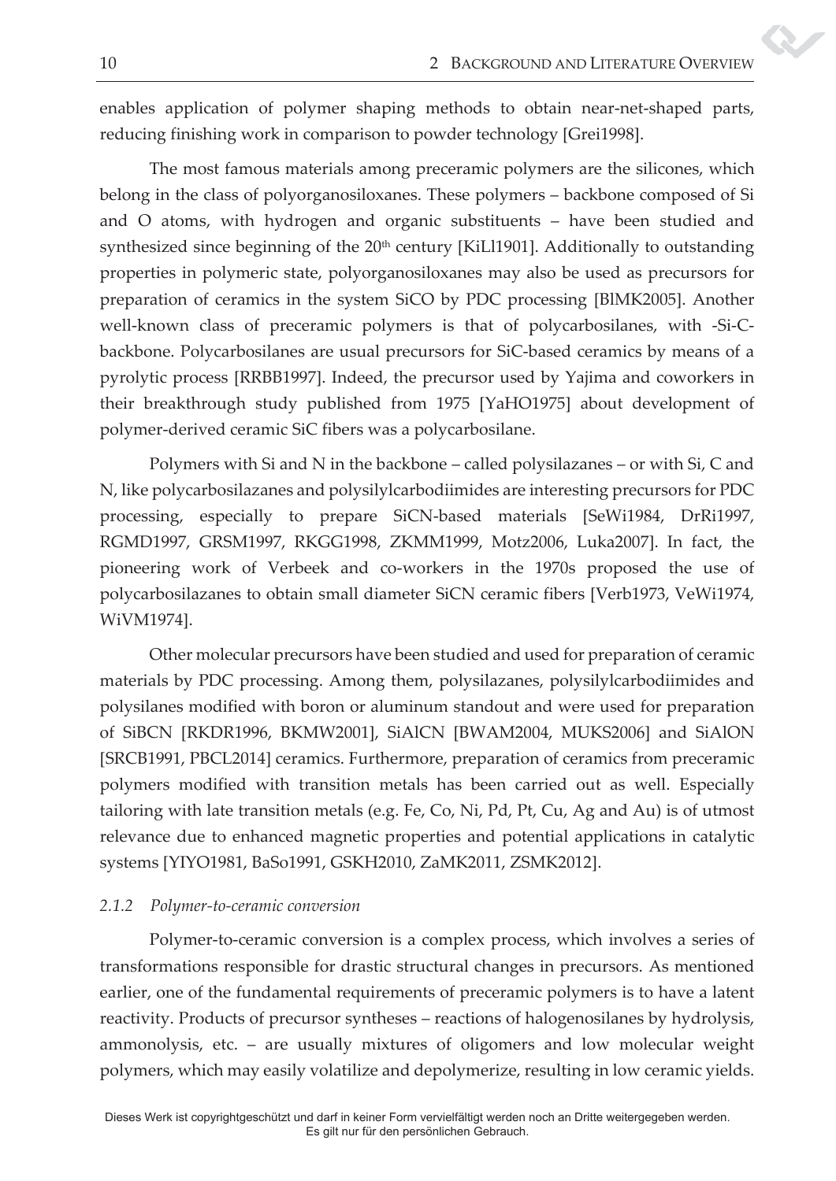enables application of polymer shaping methods to obtain near-net-shaped parts, reducing finishing work in comparison to powder technology [Grei1998].

The most famous materials among preceramic polymers are the silicones, which belong in the class of polyorganosiloxanes. These polymers – backbone composed of Si and O atoms, with hydrogen and organic substituents – have been studied and synthesized since beginning of the 20th century [KiLl1901]. Additionally to outstanding properties in polymeric state, polyorganosiloxanes may also be used as precursors for preparation of ceramics in the system SiCO by PDC processing [BlMK2005]. Another well-known class of preceramic polymers is that of polycarbosilanes, with -Si-C- backbone. Polycarbosilanes are usual precursors for SiC-based ceramics by means of a pyrolytic process [RRBB1997]. Indeed, the precursor used by Yajima and coworkers in their breakthrough study published from 1975 [YaHO1975] about development of polymer-derived ceramic SiC fibers was a polycarbosilane.

Polymers with Si and N in the backbone – called polysilazanes – or with Si, C and N, like polycarbosilazanes and polysilylcarbodiimides are interesting precursors for PDC processing, especially to prepare SiCN-based materials [SeWi1984, DrRi1997, RGMD1997, GRSM1997, RKGG1998, ZKMM1999, Motz2006, Luka2007]. In fact, the pioneering work of Verbeek and co-workers in the 1970s proposed the use of polycarbosilazanes to obtain small diameter SiCN ceramic fibers [Verb1973, VeWi1974, WiVM1974].

Other molecular precursors have been studied and used for preparation of ceramic materials by PDC processing. Among them, polysilazanes, polysilylcarbodiimides and polysilanes modified with boron or aluminum standout and were used for preparation of SiBCN [RKDR1996, BKMW2001], SiAlCN [BWAM2004, MUKS2006] and SiAlON [SRCB1991, PBCL2014] ceramics. Furthermore, preparation of ceramics from preceramic polymers modified with transition metals has been carried out as well. Especially tailoring with late transition metals (e.g. Fe, Co, Ni, Pd, Pt, Cu, Ag and Au) is of utmost relevance due to enhanced magnetic properties and potential applications in catalytic systems [YIYO1981, BaSo1991, GSKH2010, ZaMK2011, ZSMK2012].

### *2.1.2 Polymer-to-ceramic conversion*

Polymer-to-ceramic conversion is a complex process, which involves a series of transformations responsible for drastic structural changes in precursors. As mentioned earlier, one of the fundamental requirements of preceramic polymers is to have a latent reactivity. Products of precursor syntheses – reactions of halogenosilanes by hydrolysis, ammonolysis, etc. – are usually mixtures of oligomers and low molecular weight polymers, which may easily volatilize and depolymerize, resulting in low ceramic yields.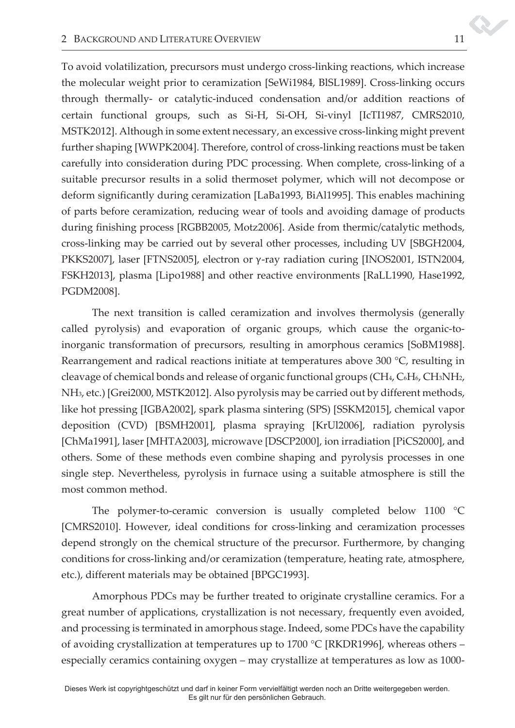To avoid volatilization, precursors must undergo cross-linking reactions, which increase the molecular weight prior to ceramization [SeWi1984, BlSL1989]. Cross-linking occurs through thermally- or catalytic-induced condensation and/or addition reactions of certain functional groups, such as Si-H, Si-OH, Si-vinyl [IcTI1987, CMRS2010, MSTK2012]. Although in some extent necessary, an excessive cross-linking might prevent further shaping [WWPK2004]. Therefore, control of cross-linking reactions must be taken carefully into consideration during PDC processing. When complete, cross-linking of a suitable precursor results in a solid thermoset polymer, which will not decompose or deform significantly during ceramization [LaBa1993, BiAl1995]. This enables machining of parts before ceramization, reducing wear of tools and avoiding damage of products during finishing process [RGBB2005, Motz2006]. Aside from thermic/catalytic methods, cross-linking may be carried out by several other processes, including UV [SBGH2004, PKKS2007], laser [FTNS2005], electron or γ-ray radiation curing [INOS2001, ISTN2004, FSKH2013], plasma [Lipo1988] and other reactive environments [RaLL1990, Hase1992, PGDM2008].

The next transition is called ceramization and involves thermolysis (generally called pyrolysis) and evaporation of organic groups, which cause the organic-to-inorganic transformation of precursors, resulting in amorphous ceramics [SoBM1988]. Rearrangement and radical reactions initiate at temperatures above 300 °C, resulting in cleavage of chemical bonds and release of organic functional groups ($CH_4$, $C_6H_6$, $CH_3NH_2$, $NH_3$, etc.) [Grei2000, MSTK2012]. Also pyrolysis may be carried out by different methods, like hot pressing [IGBA2002], spark plasma sintering (SPS) [SSKM2015], chemical vapor deposition (CVD) [BSMH2001], plasma spraying [KrUl2006], radiation pyrolysis [ChMa1991], laser [MHTA2003], microwave [DSCP2000], ion irradiation [PiCS2000], and others. Some of these methods even combine shaping and pyrolysis processes in one single step. Nevertheless, pyrolysis in furnace using a suitable atmosphere is still the most common method.

The polymer-to-ceramic conversion is usually completed below 1100 °C [CMRS2010]. However, ideal conditions for cross-linking and ceramization processes depend strongly on the chemical structure of the precursor. Furthermore, by changing conditions for cross-linking and/or ceramization (temperature, heating rate, atmosphere, etc.), different materials may be obtained [BPGC1993].

Amorphous PDCs may be further treated to originate crystalline ceramics. For a great number of applications, crystallization is not necessary, frequently even avoided, and processing is terminated in amorphous stage. Indeed, some PDCs have the capability of avoiding crystallization at temperatures up to 1700 °C [RKDR1996], whereas others – especially ceramics containing oxygen – may crystallize at temperatures as low as 1000-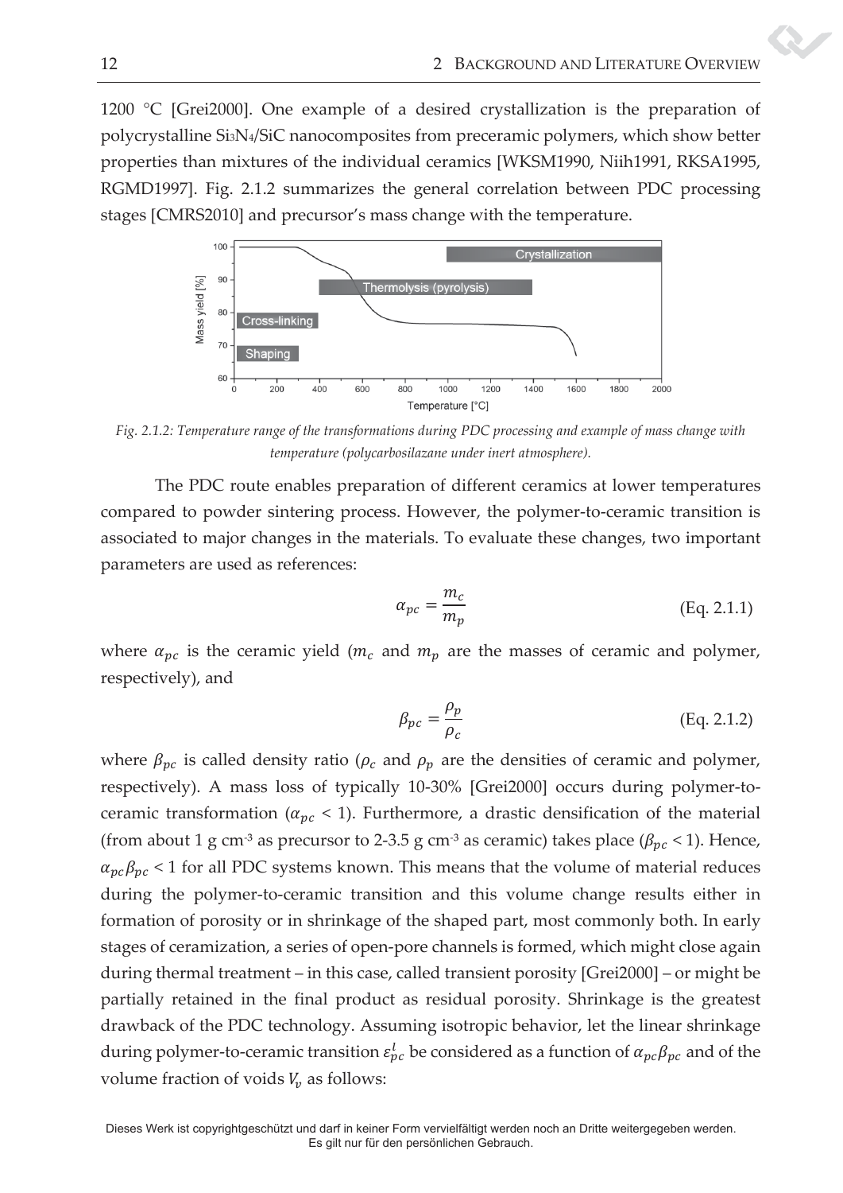1200 °C [Grei2000]. One example of a desired crystallization is the preparation of polycrystalline $Si_3N_4$/SiC nanocomposites from preceramic polymers, which show better properties than mixtures of the individual ceramics [WKSM1990, Niih1991, RKSA1995, RGMD1997]. Fig. 2.1.2 summarizes the general correlation between PDC processing stages [CMRS2010] and precursor's mass change with the temperature.

*Fig. 2.1.2: Temperature range of the transformations during PDC processing and example of mass change with temperature (polycarbosilazane under inert atmosphere).*

The PDC route enables preparation of different ceramics at lower temperatures compared to powder sintering process. However, the polymer-to-ceramic transition is associated to major changes in the materials. To evaluate these changes, two important parameters are used as references:

$$\alpha_{pc} = \frac{m_c}{m_p} \qquad \text{(Eq. 2.1.1)}$$

where $\alpha_{pc}$ is the ceramic yield ($m_c$ and $m_p$ are the masses of ceramic and polymer, respectively), and

$$\beta_{pc} = \frac{\rho_p}{\rho_c} \qquad \text{(Eq. 2.1.2)}$$

where $\beta_{pc}$ is called density ratio ($\rho_c$ and $\rho_p$ are the densities of ceramic and polymer, respectively). A mass loss of typically 10-30% [Grei2000] occurs during polymer-to-ceramic transformation ($\alpha_{pc} < 1$). Furthermore, a drastic densification of the material (from about 1 g cm$^{-3}$ as precursor to 2-3.5 g cm$^{-3}$ as ceramic) takes place ($\beta_{pc} < 1$). Hence, $\alpha_{pc}\beta_{pc} < 1$ for all PDC systems known. This means that the volume of material reduces during the polymer-to-ceramic transition and this volume change results either in formation of porosity or in shrinkage of the shaped part, most commonly both. In early stages of ceramization, a series of open-pore channels is formed, which might close again during thermal treatment – in this case, called transient porosity [Grei2000] – or might be partially retained in the final product as residual porosity. Shrinkage is the greatest drawback of the PDC technology. Assuming isotropic behavior, let the linear shrinkage during polymer-to-ceramic transition $\varepsilon_{pc}^{l}$ be considered as a function of $\alpha_{pc}\beta_{pc}$ and of the volume fraction of voids $V_v$ as follows: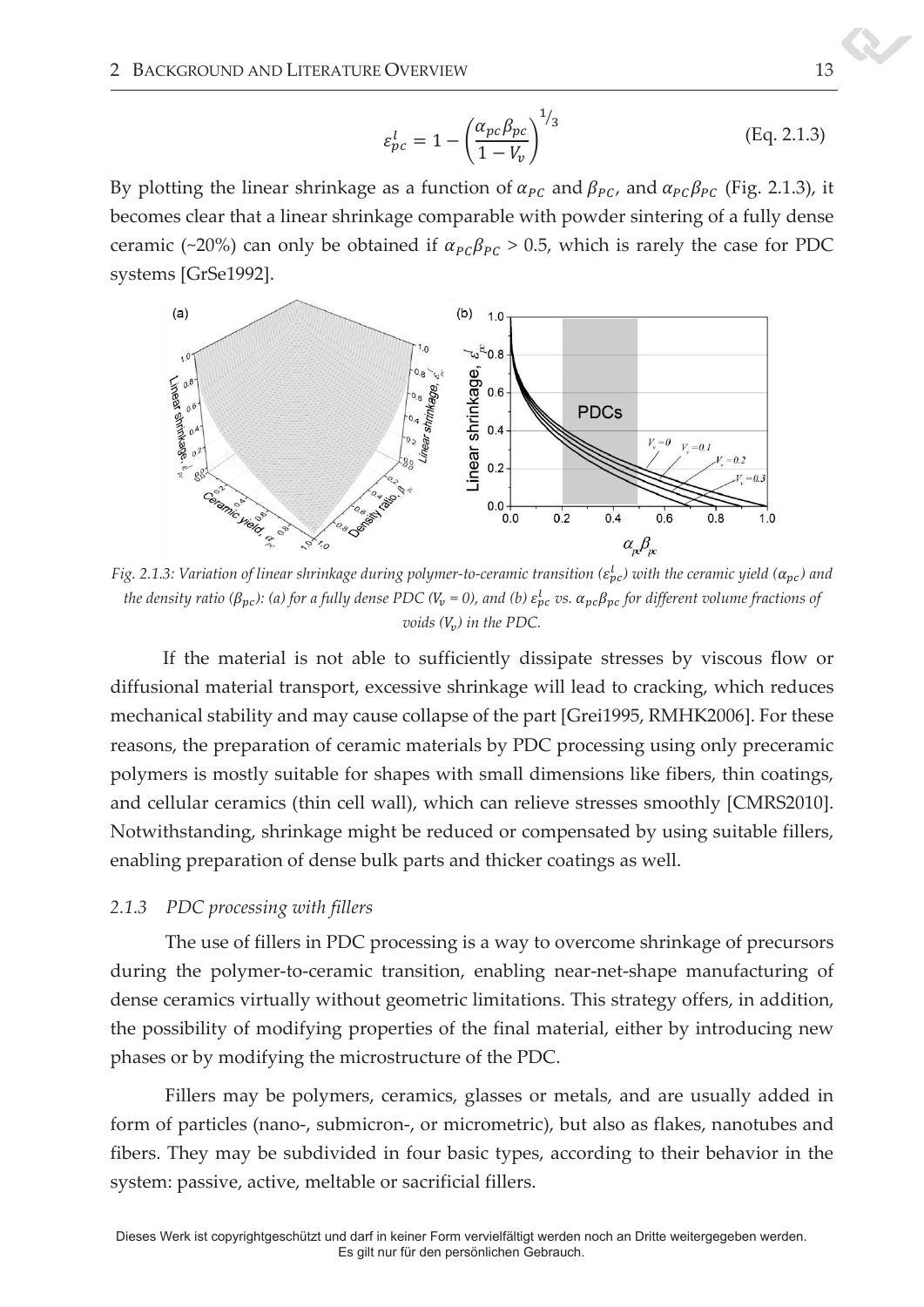$$\varepsilon_{pc}^{l} = 1 - \left(\frac{\alpha_{pc}\beta_{pc}}{1 - V_v}\right)^{1/3} \quad \text{(Eq. 2.1.3)}$$

By plotting the linear shrinkage as a function of $\alpha_{PC}$ and $\beta_{PC}$, and $\alpha_{PC}\beta_{PC}$ (Fig. 2.1.3), it becomes clear that a linear shrinkage comparable with powder sintering of a fully dense ceramic (~20%) can only be obtained if $\alpha_{PC}\beta_{PC} > 0.5$, which is rarely the case for PDC systems [GrSe1992].

(a)
Linear shrinkage, $\varepsilon_{pc}^{l}$
Ceramic yield, $\alpha_{pc}$
Density ratio, $\beta_{pc}$

(b)
Linear shrinkage, $\varepsilon_{pc}^{l}$
PDCs
$V_v = 0$ $V_v = 0.1$ $V_v = 0.2$ $V_v = 0.3$
$\alpha_{pc}\beta_{pc}$

*Fig. 2.1.3: Variation of linear shrinkage during polymer-to-ceramic transition ($\varepsilon_{pc}^{l}$) with the ceramic yield ($\alpha_{pc}$) and the density ratio ($\beta_{pc}$): (a) for a fully dense PDC ($V_v = 0$), and (b) $\varepsilon_{pc}^{l}$ vs. $\alpha_{pc}\beta_{pc}$ for different volume fractions of voids ($V_v$) in the PDC.*

If the material is not able to sufficiently dissipate stresses by viscous flow or diffusional material transport, excessive shrinkage will lead to cracking, which reduces mechanical stability and may cause collapse of the part [Grei1995, RMHK2006]. For these reasons, the preparation of ceramic materials by PDC processing using only preceramic polymers is mostly suitable for shapes with small dimensions like fibers, thin coatings, and cellular ceramics (thin cell wall), which can relieve stresses smoothly [CMRS2010]. Notwithstanding, shrinkage might be reduced or compensated by using suitable fillers, enabling preparation of dense bulk parts and thicker coatings as well.

### *2.1.3 PDC processing with fillers*

The use of fillers in PDC processing is a way to overcome shrinkage of precursors during the polymer-to-ceramic transition, enabling near-net-shape manufacturing of dense ceramics virtually without geometric limitations. This strategy offers, in addition, the possibility of modifying properties of the final material, either by introducing new phases or by modifying the microstructure of the PDC.

Fillers may be polymers, ceramics, glasses or metals, and are usually added in form of particles (nano-, submicron-, or micrometric), but also as flakes, nanotubes and fibers. They may be subdivided in four basic types, according to their behavior in the system: passive, active, meltable or sacrificial fillers.